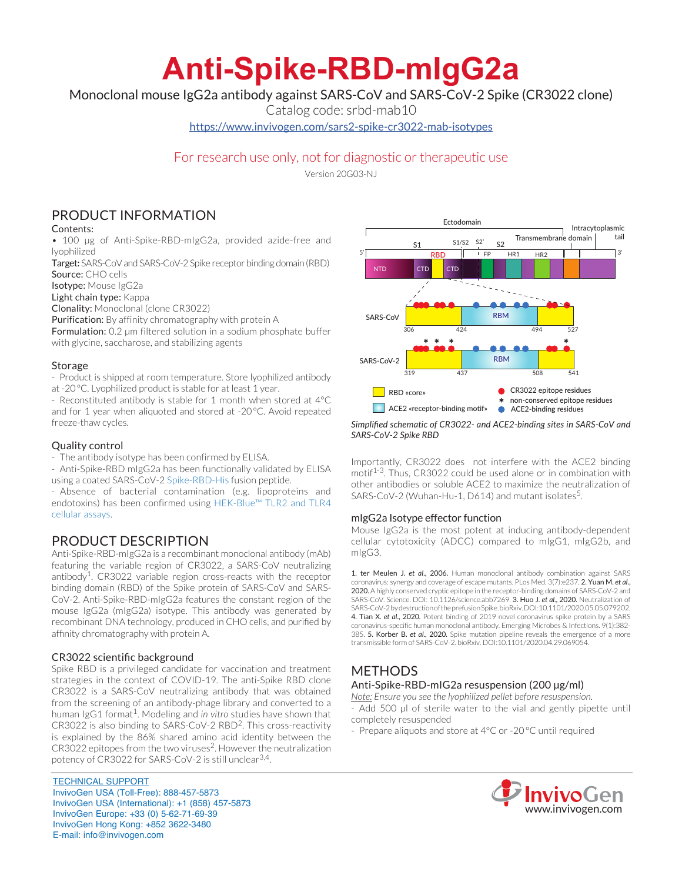# Anti-Spike-RBD-mIgG2a

Monoclonal mouse IgG2a antibody against SARS-CoV and SARS-CoV-2 Spike (CR3022 clone)

Catalog code: srbd-mab10

https://www.invivogen.com/sars2-spike-cr3022-mab-isotypes

For research use only, not for diagnostic or therapeutic use

Version 20G03-NJ

## PRODUCT INFORMATION

Contents:

- 100 µg of Anti-Spike-RBD-mIgG2a, provided azide-free and lyophilized

**Target:** SARS-CoV and SARS-CoV-2 Spike receptor binding domain (RBD)

**Source:** CHO cells

**Isotype:** Mouse IgG2a

**Light chain type:** Kappa

**Clonality:** Monoclonal (clone CR3022)

**Purification:** By affinity chromatography with protein A

**Formulation:** 0.2 µm filtered solution in a sodium phosphate buffer with glycine, saccharose, and stabilizing agents

### Storage

- Product is shipped at room temperature. Store lyophilized antibody at -20 °C. Lyophilized product is stable for at least 1 year.
- Reconstituted antibody is stable for 1 month when stored at 4°C and for 1 year when aliquoted and stored at -20 °C. Avoid repeated freeze-thaw cycles.

### Quality control

- The antibody isotype has been confirmed by ELISA.
- Anti-Spike-RBD mIgG2a has been functionally validated by ELISA using a coated SARS-CoV-2 Spike-RBD-His fusion peptide.
- Absence of bacterial contamination (e.g. lipoproteins and endotoxins) has been confirmed using HEK-Blue™ TLR2 and TLR4 cellular assays.

## PRODUCT DESCRIPTION

Anti-Spike-RBD-mIgG2a is a recombinant monoclonal antibody (mAb) featuring the variable region of CR3022, a SARS-CoV neutralizing antibody[1]. CR3022 variable region cross-reacts with the receptor binding domain (RBD) of the Spike protein of SARS-CoV and SARS-CoV-2. Anti-Spike-RBD-mIgG2a features the constant region of the mouse IgG2a (mIgG2a) isotype. This antibody was generated by recombinant DNA technology, produced in CHO cells, and purified by affinity chromatography with protein A.

### CR3022 scientific background

Spike RBD is a privileged candidate for vaccination and treatment strategies in the context of COVID-19. The anti-Spike RBD clone CR3022 is a SARS-CoV neutralizing antibody that was obtained from the screening of an antibody-phage library and converted to a human IgG1 format[1]. Modeling and *in vitro* studies have shown that CR3022 is also binding to SARS-CoV-2 RBD[2]. This cross-reactivity is explained by the 86% shared amino acid identity between the CR3022 epitopes from the two viruses[2]. However the neutralization potency of CR3022 for SARS-CoV-2 is still unclear[3,4].

Ectodomain | Intracytoplasmic tail | Transmembrane domain | S1 | S1/S2 | S2' | S2 | RBD | FP | HR1 | HR2 | NTD | CTD | CTD | 5' | 3'

SARS-CoV: 306 | 424 | RBM | 494 | 527

SARS-CoV-2: 319 | 437 | RBM | 508 | 541

RBD «core» | ACE2 «receptor-binding motif» | CR3022 epitope residues | non-conserved epitope residues | ACE2-binding residues

*Simplified schematic of CR3022- and ACE2-binding sites in SARS-CoV and SARS-CoV-2 Spike RBD*

Importantly, CR3022 does not interfere with the ACE2 binding motif[1-3]. Thus, CR3022 could be used alone or in combination with other antibodies or soluble ACE2 to maximize the neutralization of SARS-CoV-2 (Wuhan-Hu-1, D614) and mutant isolates[5].

### mIgG2a Isotype effector function

Mouse IgG2a is the most potent at inducing antibody-dependent cellular cytotoxicity (ADCC) compared to mIgG1, mIgG2b, and mIgG3.

1. ter Meulen J. *et al.*, 2006. Human monoclonal antibody combination against SARS coronavirus: synergy and coverage of escape mutants. PLos Med. 3(7):e237. 2. Yuan M. *et al.*, 2020. A highly conserved cryptic epitope in the receptor-binding domains of SARS-CoV-2 and SARS-CoV. Science. DOI: 10.1126/science.abb7269. 3. Huo J. *et al.*, 2020. Neutralization of SARS-CoV-2 by destruction of the prefusion Spike. bioRxiv. DOI:10.1101/2020.05.05.079202. 4. Tian X. *et al.*, 2020. Potent binding of 2019 novel coronavirus spike protein by a SARS coronavirus-specific human monoclonal antibody. Emerging Microbes & Infections. 9(1):382-385. 5. Korber B. *et al.*, 2020. Spike mutation pipeline reveals the emergence of a more transmissible form of SARS-CoV-2. bioRxiv. DOI:10.1101/2020.04.29.069054.

## METHODS

### Anti-Spike-RBD-mIG2a resuspension (200 µg/ml)

*Note: Ensure you see the lyophilized pellet before resuspension.*

- Add 500 µl of sterile water to the vial and gently pipette until completely resuspended
- Prepare aliquots and store at 4°C or -20 °C until required

TECHNICAL SUPPORT
InvivoGen USA (Toll-Free): 888-457-5873
InvivoGen USA (International): +1 (858) 457-5873
InvivoGen Europe: +33 (0) 5-62-71-69-39
InvivoGen Hong Kong: +852 3622-3480
E-mail: info@invivogen.com

InvivoGen www.invivogen.com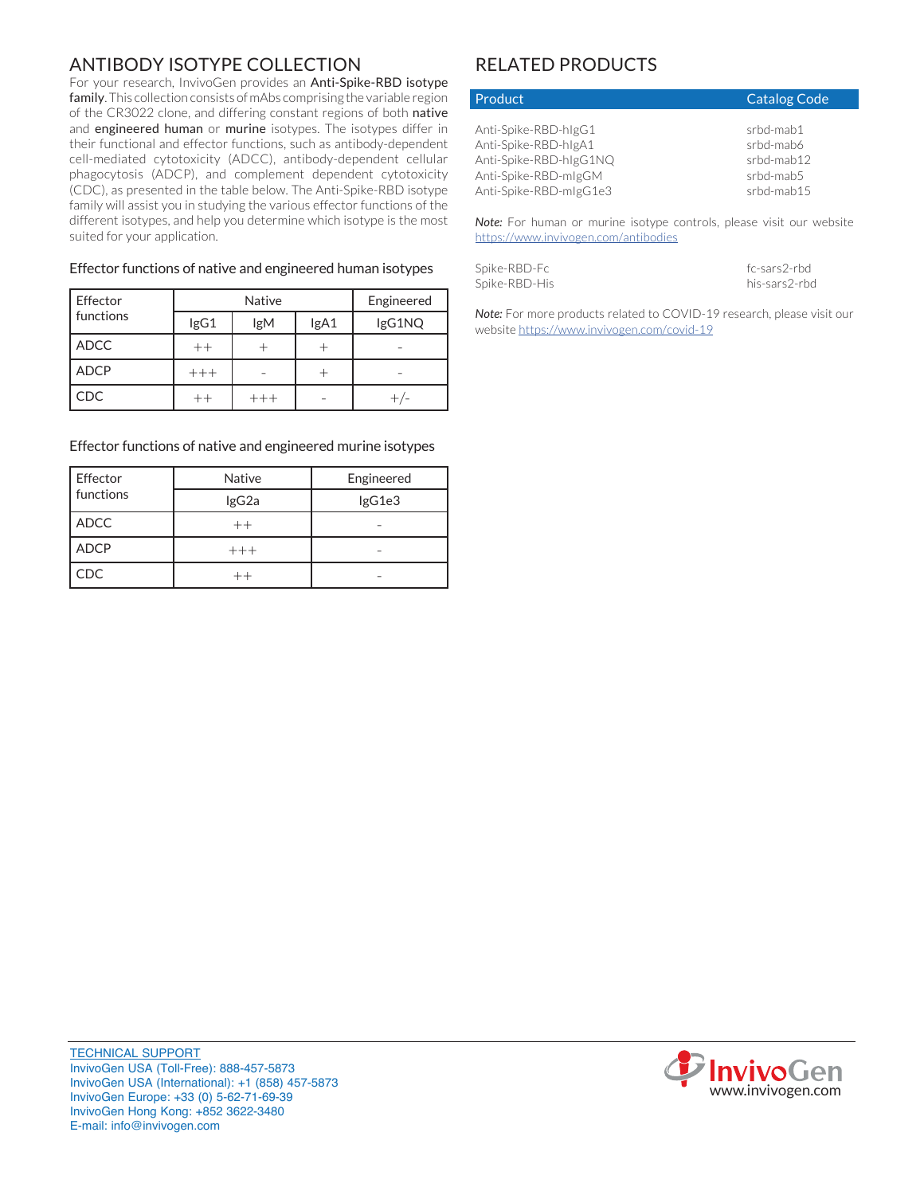## ANTIBODY ISOTYPE COLLECTION

For your research, InvivoGen provides an **Anti-Spike-RBD isotype family**. This collection consists of mAbs comprising the variable region of the CR3022 clone, and differing constant regions of both **native** and **engineered human** or **murine** isotypes. The isotypes differ in their functional and effector functions, such as antibody-dependent cell-mediated cytotoxicity (ADCC), antibody-dependent cellular phagocytosis (ADCP), and complement dependent cytotoxicity (CDC), as presented in the table below. The Anti-Spike-RBD isotype family will assist you in studying the various effector functions of the different isotypes, and help you determine which isotype is the most suited for your application.

### Effector functions of native and engineered human isotypes

| Effector functions | Native | | | Engineered |
|---|---|---|---|---|
| | IgG1 | IgM | IgA1 | IgG1NQ |
| ADCC | ++ | + | + | - |
| ADCP | +++ | - | + | - |
| CDC | ++ | +++ | - | +/- |

### Effector functions of native and engineered murine isotypes

| Effector functions | Native | Engineered |
|---|---|---|
| | IgG2a | IgG1e3 |
| ADCC | ++ | - |
| ADCP | +++ | - |
| CDC | ++ | - |

## RELATED PRODUCTS

| Product | Catalog Code |
|---|---|
| Anti-Spike-RBD-hIgG1 | srbd-mab1 |
| Anti-Spike-RBD-hIgA1 | srbd-mab6 |
| Anti-Spike-RBD-hIgG1NQ | srbd-mab12 |
| Anti-Spike-RBD-mIgGM | srbd-mab5 |
| Anti-Spike-RBD-mIgG1e3 | srbd-mab15 |

***Note:*** For human or murine isotype controls, please visit our website https://www.invivogen.com/antibodies

| Product | Catalog Code |
|---|---|
| Spike-RBD-Fc | fc-sars2-rbd |
| Spike-RBD-His | his-sars2-rbd |

***Note:*** For more products related to COVID-19 research, please visit our website https://www.invivogen.com/covid-19

TECHNICAL SUPPORT
InvivoGen USA (Toll-Free): 888-457-5873
InvivoGen USA (International): +1 (858) 457-5873
InvivoGen Europe: +33 (0) 5-62-71-69-39
InvivoGen Hong Kong: +852 3622-3480
E-mail: info@invivogen.com

InvivoGen
www.invivogen.com